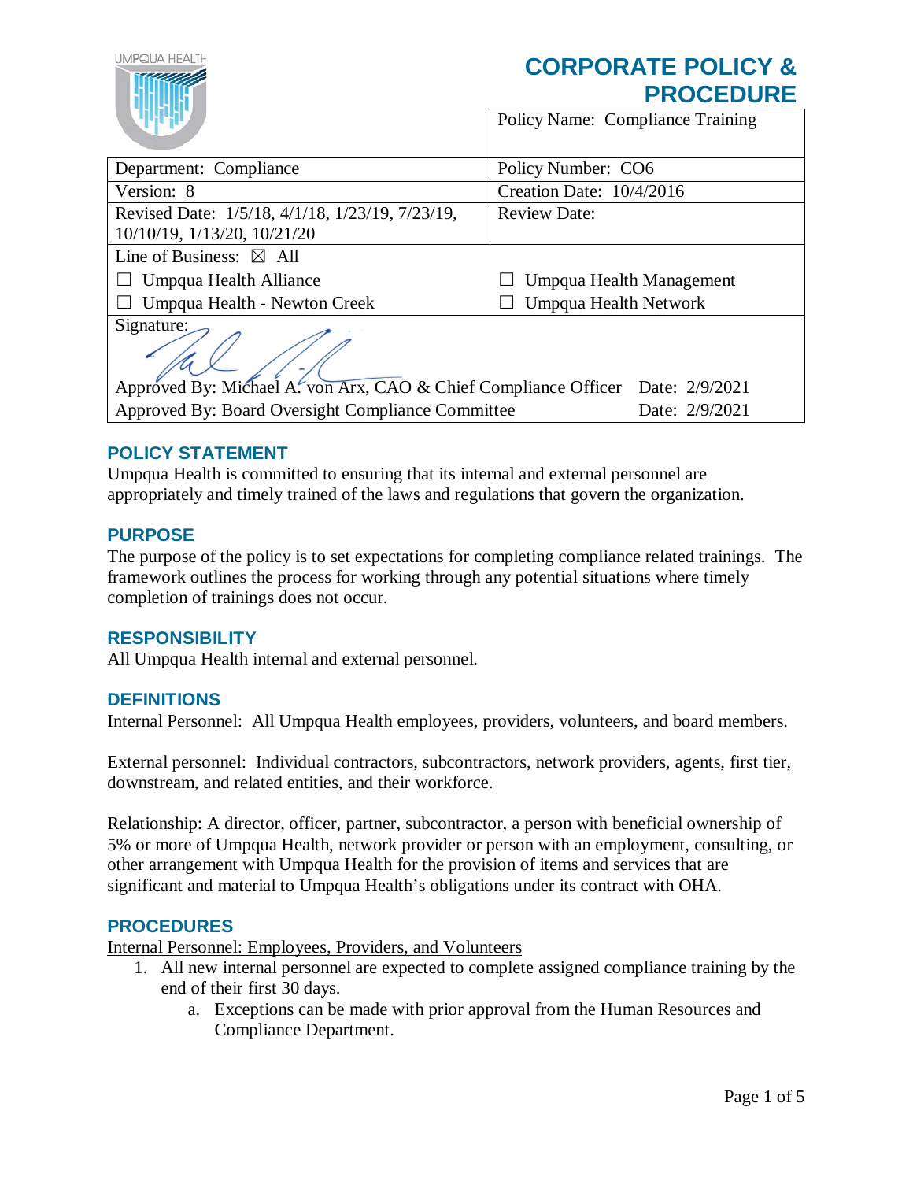# CORPORATE POLICY & PROCEDURE

| | |
|---|---|
| UMPQUA HEALTH | Policy Name: Compliance Training |
| Department: Compliance | Policy Number: CO6 |
| Version: 8 | Creation Date: 10/4/2016 |
| Revised Date: 1/5/18, 4/1/18, 1/23/19, 7/23/19, 10/10/19, 1/13/20, 10/21/20 | Review Date: |
| Line of Business: ☒ All | |
| ☐ Umpqua Health Alliance | ☐ Umpqua Health Management |
| ☐ Umpqua Health - Newton Creek | ☐ Umpqua Health Network |

Signature:

Approved By: Michael A. von Arx, CAO & Chief Compliance Officer Date: 2/9/2021

Approved By: Board Oversight Compliance Committee Date: 2/9/2021

## POLICY STATEMENT

Umpqua Health is committed to ensuring that its internal and external personnel are appropriately and timely trained of the laws and regulations that govern the organization.

## PURPOSE

The purpose of the policy is to set expectations for completing compliance related trainings. The framework outlines the process for working through any potential situations where timely completion of trainings does not occur.

## RESPONSIBILITY

All Umpqua Health internal and external personnel.

## DEFINITIONS

Internal Personnel: All Umpqua Health employees, providers, volunteers, and board members.

External personnel: Individual contractors, subcontractors, network providers, agents, first tier, downstream, and related entities, and their workforce.

Relationship: A director, officer, partner, subcontractor, a person with beneficial ownership of 5% or more of Umpqua Health, network provider or person with an employment, consulting, or other arrangement with Umpqua Health for the provision of items and services that are significant and material to Umpqua Health's obligations under its contract with OHA.

## PROCEDURES

Internal Personnel: Employees, Providers, and Volunteers

1. All new internal personnel are expected to complete assigned compliance training by the end of their first 30 days.
   a. Exceptions can be made with prior approval from the Human Resources and Compliance Department.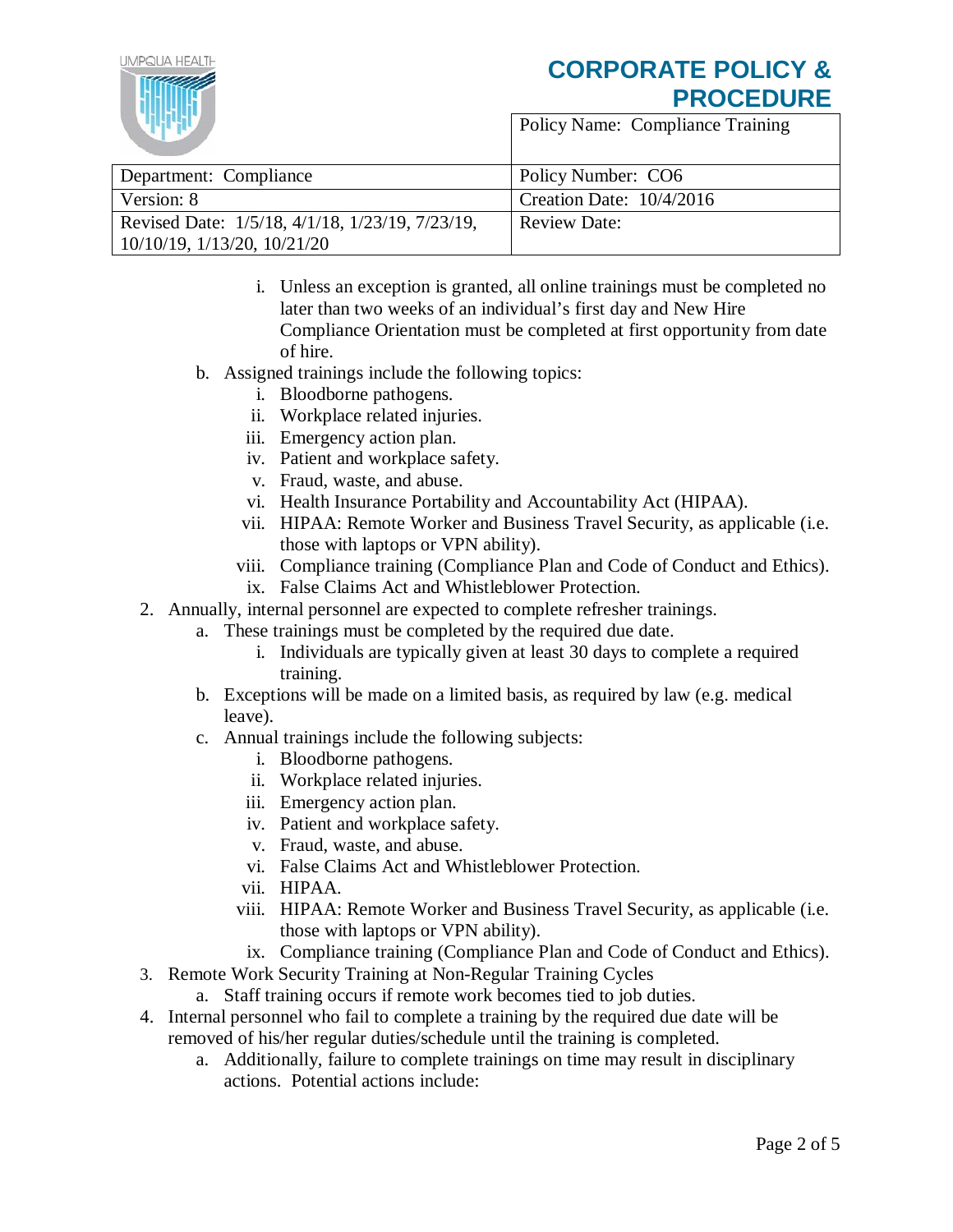- i. Unless an exception is granted, all online trainings must be completed no later than two weeks of an individual's first day and New Hire Compliance Orientation must be completed at first opportunity from date of hire.
- b. Assigned trainings include the following topics:
  - i. Bloodborne pathogens.
  - ii. Workplace related injuries.
  - iii. Emergency action plan.
  - iv. Patient and workplace safety.
  - v. Fraud, waste, and abuse.
  - vi. Health Insurance Portability and Accountability Act (HIPAA).
  - vii. HIPAA: Remote Worker and Business Travel Security, as applicable (i.e. those with laptops or VPN ability).
  - viii. Compliance training (Compliance Plan and Code of Conduct and Ethics).
  - ix. False Claims Act and Whistleblower Protection.

2. Annually, internal personnel are expected to complete refresher trainings.
   - a. These trainings must be completed by the required due date.
     - i. Individuals are typically given at least 30 days to complete a required training.
   - b. Exceptions will be made on a limited basis, as required by law (e.g. medical leave).
   - c. Annual trainings include the following subjects:
     - i. Bloodborne pathogens.
     - ii. Workplace related injuries.
     - iii. Emergency action plan.
     - iv. Patient and workplace safety.
     - v. Fraud, waste, and abuse.
     - vi. False Claims Act and Whistleblower Protection.
     - vii. HIPAA.
     - viii. HIPAA: Remote Worker and Business Travel Security, as applicable (i.e. those with laptops or VPN ability).
     - ix. Compliance training (Compliance Plan and Code of Conduct and Ethics).
3. Remote Work Security Training at Non-Regular Training Cycles
   - a. Staff training occurs if remote work becomes tied to job duties.
4. Internal personnel who fail to complete a training by the required due date will be removed of his/her regular duties/schedule until the training is completed.
   - a. Additionally, failure to complete trainings on time may result in disciplinary actions. Potential actions include: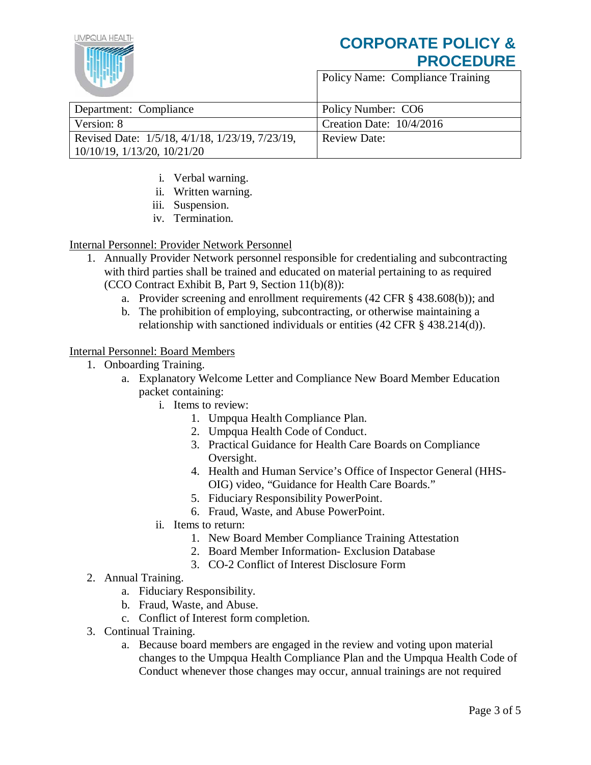i. Verbal warning.
ii. Written warning.
iii. Suspension.
iv. Termination.

Internal Personnel: Provider Network Personnel

1. Annually Provider Network personnel responsible for credentialing and subcontracting with third parties shall be trained and educated on material pertaining to as required (CCO Contract Exhibit B, Part 9, Section 11(b)(8)):
   a. Provider screening and enrollment requirements (42 CFR § 438.608(b)); and
   b. The prohibition of employing, subcontracting, or otherwise maintaining a relationship with sanctioned individuals or entities (42 CFR § 438.214(d)).

Internal Personnel: Board Members

1. Onboarding Training.
   a. Explanatory Welcome Letter and Compliance New Board Member Education packet containing:
      i. Items to review:
         1. Umpqua Health Compliance Plan.
         2. Umpqua Health Code of Conduct.
         3. Practical Guidance for Health Care Boards on Compliance Oversight.
         4. Health and Human Service's Office of Inspector General (HHS-OIG) video, "Guidance for Health Care Boards."
         5. Fiduciary Responsibility PowerPoint.
         6. Fraud, Waste, and Abuse PowerPoint.
      ii. Items to return:
         1. New Board Member Compliance Training Attestation
         2. Board Member Information- Exclusion Database
         3. CO-2 Conflict of Interest Disclosure Form
2. Annual Training.
   a. Fiduciary Responsibility.
   b. Fraud, Waste, and Abuse.
   c. Conflict of Interest form completion.
3. Continual Training.
   a. Because board members are engaged in the review and voting upon material changes to the Umpqua Health Compliance Plan and the Umpqua Health Code of Conduct whenever those changes may occur, annual trainings are not required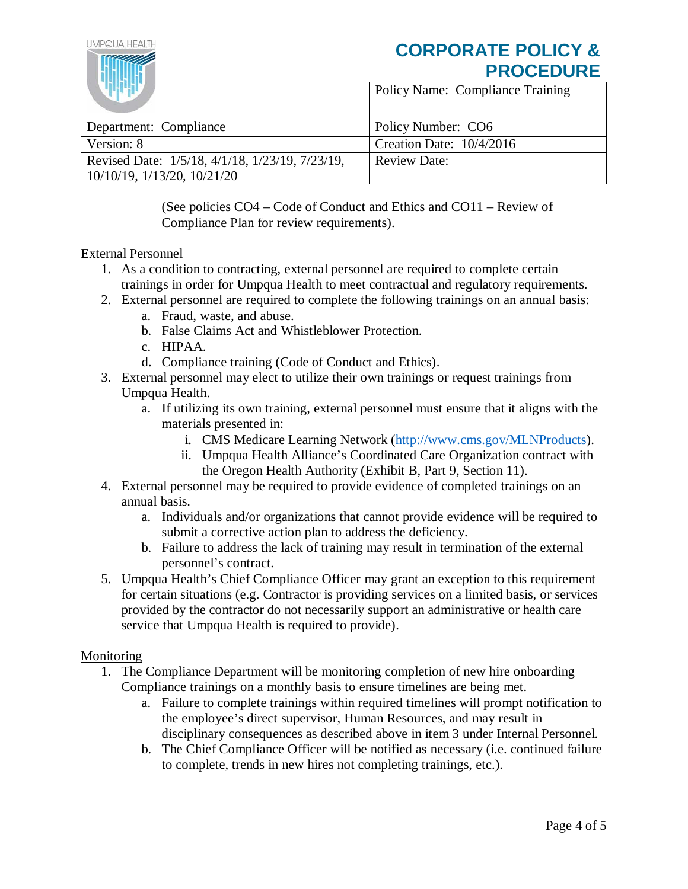(See policies CO4 – Code of Conduct and Ethics and CO11 – Review of Compliance Plan for review requirements).

External Personnel

1. As a condition to contracting, external personnel are required to complete certain trainings in order for Umpqua Health to meet contractual and regulatory requirements.
2. External personnel are required to complete the following trainings on an annual basis:
   a. Fraud, waste, and abuse.
   b. False Claims Act and Whistleblower Protection.
   c. HIPAA.
   d. Compliance training (Code of Conduct and Ethics).
3. External personnel may elect to utilize their own trainings or request trainings from Umpqua Health.
   a. If utilizing its own training, external personnel must ensure that it aligns with the materials presented in:
      i. CMS Medicare Learning Network (http://www.cms.gov/MLNProducts).
      ii. Umpqua Health Alliance's Coordinated Care Organization contract with the Oregon Health Authority (Exhibit B, Part 9, Section 11).
4. External personnel may be required to provide evidence of completed trainings on an annual basis.
   a. Individuals and/or organizations that cannot provide evidence will be required to submit a corrective action plan to address the deficiency.
   b. Failure to address the lack of training may result in termination of the external personnel's contract.
5. Umpqua Health's Chief Compliance Officer may grant an exception to this requirement for certain situations (e.g. Contractor is providing services on a limited basis, or services provided by the contractor do not necessarily support an administrative or health care service that Umpqua Health is required to provide).

Monitoring

1. The Compliance Department will be monitoring completion of new hire onboarding Compliance trainings on a monthly basis to ensure timelines are being met.
   a. Failure to complete trainings within required timelines will prompt notification to the employee's direct supervisor, Human Resources, and may result in disciplinary consequences as described above in item 3 under Internal Personnel.
   b. The Chief Compliance Officer will be notified as necessary (i.e. continued failure to complete, trends in new hires not completing trainings, etc.).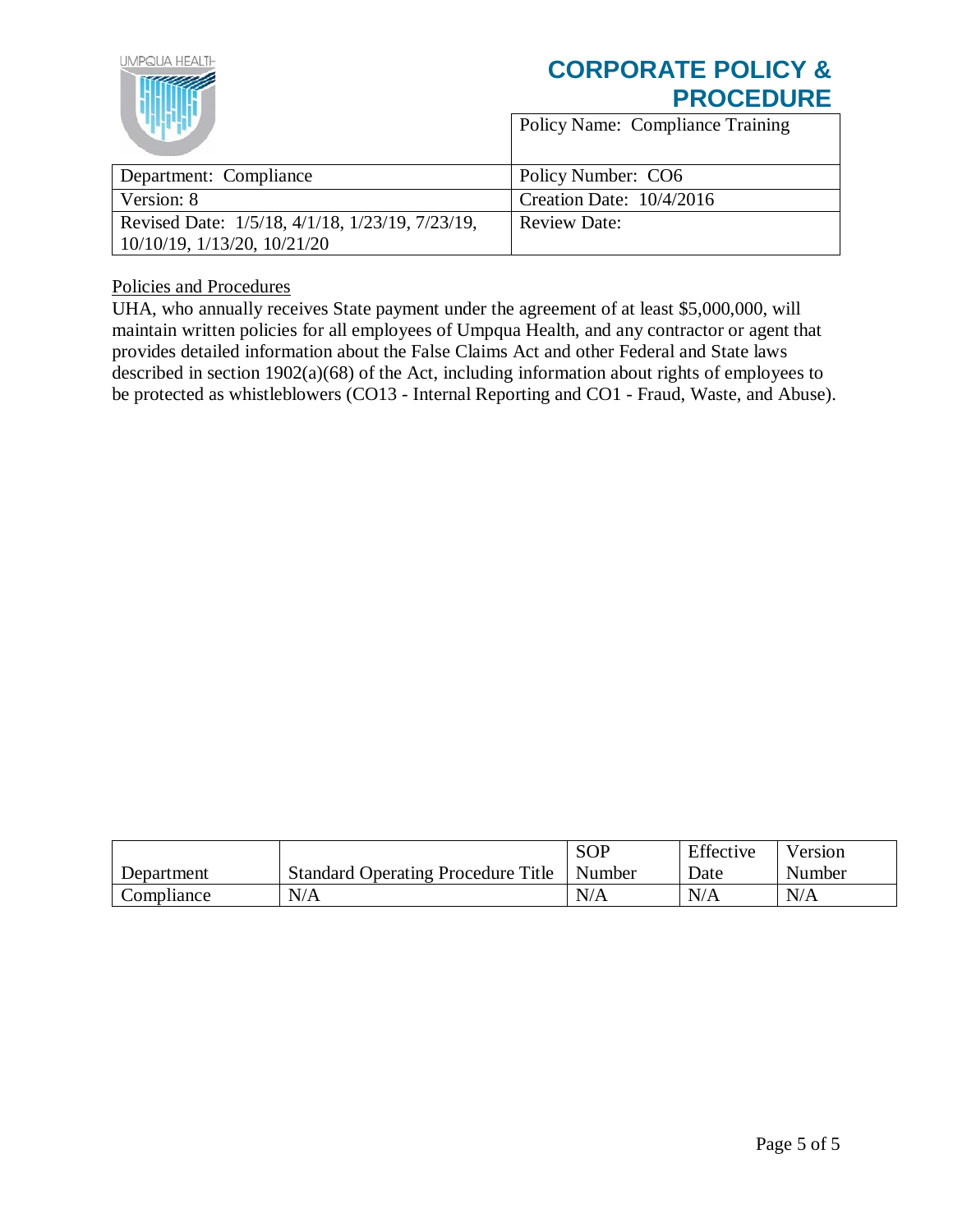# CORPORATE POLICY & PROCEDURE

| | |
|---|---|
| | Policy Name: Compliance Training |
| Department: Compliance | Policy Number: CO6 |
| Version: 8 | Creation Date: 10/4/2016 |
| Revised Date: 1/5/18, 4/1/18, 1/23/19, 7/23/19, 10/10/19, 1/13/20, 10/21/20 | Review Date: |

Policies and Procedures

UHA, who annually receives State payment under the agreement of at least $5,000,000, will maintain written policies for all employees of Umpqua Health, and any contractor or agent that provides detailed information about the False Claims Act and other Federal and State laws described in section 1902(a)(68) of the Act, including information about rights of employees to be protected as whistleblowers (CO13 - Internal Reporting and CO1 - Fraud, Waste, and Abuse).

| Department | Standard Operating Procedure Title | SOP Number | Effective Date | Version Number |
|---|---|---|---|---|
| Compliance | N/A | N/A | N/A | N/A |